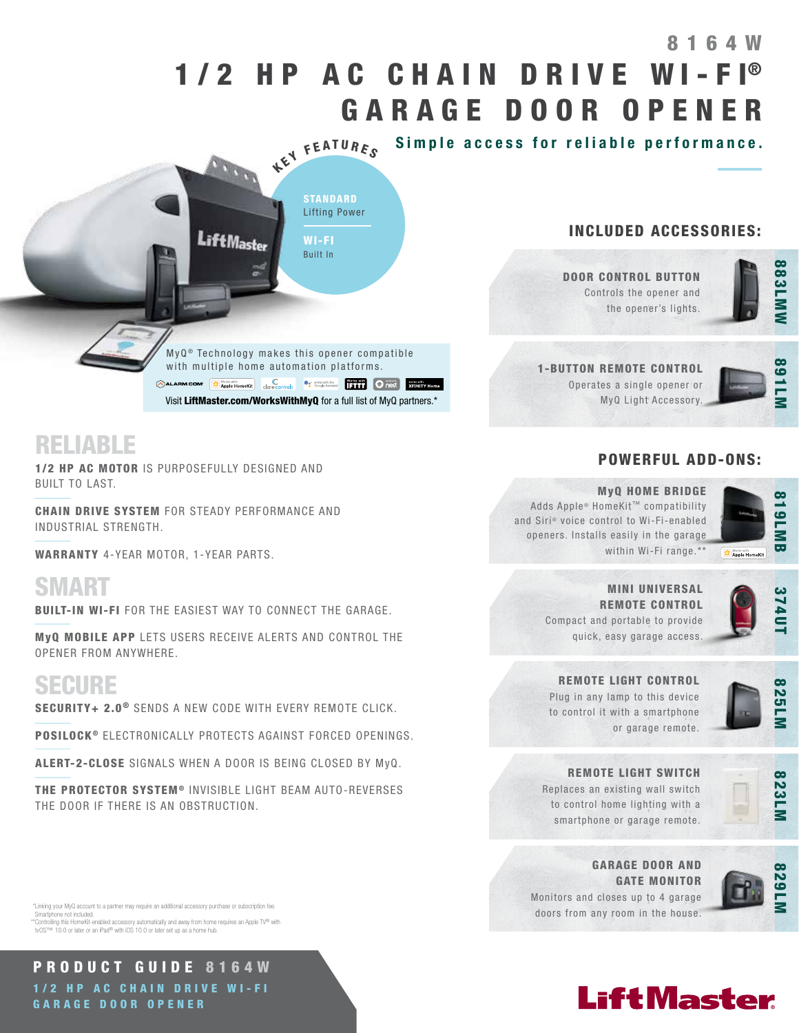# 8164W

# 1/2 HP AC CHAIN DRIVE WI-FI® GARAGE DOOR OPENER

**Simple access for reliable performance.**

## KEY FEATURES

**STANDARD** Lifting Power

**WI-FI** Built In

MyQ® Technology makes this opener compatible with multiple home automation platforms.

Visit **LiftMaster.com/WorksWithMyQ** for a full list of MyQ partners.*

## RELIABLE

**1/2 HP AC MOTOR** IS PURPOSEFULLY DESIGNED AND BUILT TO LAST.

**CHAIN DRIVE SYSTEM** FOR STEADY PERFORMANCE AND INDUSTRIAL STRENGTH.

**WARRANTY** 4-YEAR MOTOR, 1-YEAR PARTS.

## SMART

**BUILT-IN WI-FI** FOR THE EASIEST WAY TO CONNECT THE GARAGE.

**MyQ MOBILE APP** LETS USERS RECEIVE ALERTS AND CONTROL THE OPENER FROM ANYWHERE.

## SECURE

**SECURITY+ 2.0®** SENDS A NEW CODE WITH EVERY REMOTE CLICK.

**POSILOCK®** ELECTRONICALLY PROTECTS AGAINST FORCED OPENINGS.

**ALERT-2-CLOSE** SIGNALS WHEN A DOOR IS BEING CLOSED BY MyQ.

**THE PROTECTOR SYSTEM®** INVISIBLE LIGHT BEAM AUTO-REVERSES THE DOOR IF THERE IS AN OBSTRUCTION.

## INCLUDED ACCESSORIES:

**883LMW — DOOR CONTROL BUTTON**
Controls the opener and the opener's lights.

**891LM — 1-BUTTON REMOTE CONTROL**
Operates a single opener or MyQ Light Accessory.

## POWERFUL ADD-ONS:

**819LMB — MyQ HOME BRIDGE**
Adds Apple® HomeKit™ compatibility and Siri® voice control to Wi-Fi-enabled openers. Installs easily in the garage within Wi-Fi range.**

**374UT — MINI UNIVERSAL REMOTE CONTROL**
Compact and portable to provide quick, easy garage access.

**825LM — REMOTE LIGHT CONTROL**
Plug in any lamp to this device to control it with a smartphone or garage remote.

**823LM — REMOTE LIGHT SWITCH**
Replaces an existing wall switch to control home lighting with a smartphone or garage remote.

**829LM — GARAGE DOOR AND GATE MONITOR**
Monitors and closes up to 4 garage doors from any room in the house.

*Linking your MyQ account to a partner may require an additional accessory purchase or subscription fee. Smartphone not included.
**Controlling this HomeKit-enabled accessory automatically and away from home requires an Apple TV® with tvOS™ 10.0 or later or an iPad® with iOS 10.0 or later set up as a home hub.

**PRODUCT GUIDE 8164W**
1/2 HP AC CHAIN DRIVE WI-FI GARAGE DOOR OPENER

LiftMaster®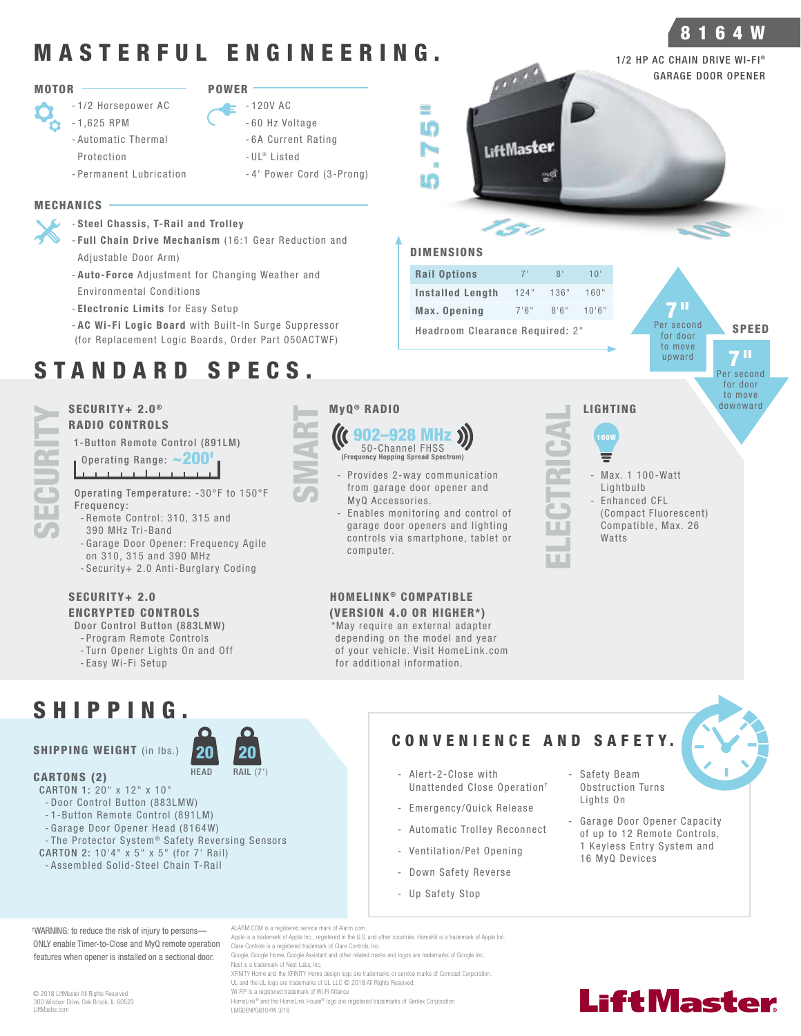# MASTERFUL ENGINEERING.

**8164W**

1/2 HP AC CHAIN DRIVE WI-FI® GARAGE DOOR OPENER

### MOTOR

- 1/2 Horsepower AC
- 1,625 RPM
- Automatic Thermal Protection
- Permanent Lubrication

### POWER

- 120V AC
- 60 Hz Voltage
- 6A Current Rating
- UL® Listed
- 4' Power Cord (3-Prong)

### MECHANICS

- **Steel Chassis, T-Rail and Trolley**
- **Full Chain Drive Mechanism** (16:1 Gear Reduction and Adjustable Door Arm)
- **Auto-Force** Adjustment for Changing Weather and Environmental Conditions
- **Electronic Limits** for Easy Setup
- **AC Wi-Fi Logic Board** with Built-In Surge Suppressor (for Replacement Logic Boards, Order Part 050ACTWF)

5.75"

15"

10"

### DIMENSIONS

| Rail Options | 7' | 8' | 10' |
|---|---|---|---|
| Installed Length | 124" | 136" | 160" |
| Max. Opening | 7'6" | 8'6" | 10'6" |

Headroom Clearance Required: 2"

### SPEED

7" Per second for door to move upward

7" Per second for door to move downward

# STANDARD SPECS.

## SECURITY

### SECURITY+ 2.0® RADIO CONTROLS

1-Button Remote Control (891LM)

Operating Range: ~200'

Operating Temperature: -30°F to 150°F

Frequency:
- Remote Control: 310, 315 and 390 MHz Tri-Band
- Garage Door Opener: Frequency Agile on 310, 315 and 390 MHz
- Security+ 2.0 Anti-Burglary Coding

### SECURITY+ 2.0 ENCRYPTED CONTROLS

Door Control Button (883LMW)
- Program Remote Controls
- Turn Opener Lights On and Off
- Easy Wi-Fi Setup

## SMART

### MyQ® RADIO

902–928 MHz
50-Channel FHSS
(Frequency Hopping Spread Spectrum)

- Provides 2-way communication from garage door opener and MyQ Accessories.
- Enables monitoring and control of garage door openers and lighting controls via smartphone, tablet or computer.

### HOMELINK® COMPATIBLE (VERSION 4.0 OR HIGHER*)

*May require an external adapter depending on the model and year of your vehicle. Visit HomeLink.com for additional information.

## ELECTRICAL

### LIGHTING

100W

- Max. 1 100-Watt Lightbulb
- Enhanced CFL (Compact Fluorescent) Compatible, Max. 26 Watts

# SHIPPING.

**SHIPPING WEIGHT** (in lbs.)

20 HEAD

20 RAIL (7')

### CARTONS (2)

CARTON 1: 20" x 12" x 10"
- Door Control Button (883LMW)
- 1-Button Remote Control (891LM)
- Garage Door Opener Head (8164W)
- The Protector System® Safety Reversing Sensors

CARTON 2: 10'4" x 5" x 5" (for 7' Rail)
- Assembled Solid-Steel Chain T-Rail

# CONVENIENCE AND SAFETY.

- Alert-2-Close with Unattended Close Operation†
- Emergency/Quick Release
- Automatic Trolley Reconnect
- Ventilation/Pet Opening
- Down Safety Reverse
- Up Safety Stop
- Safety Beam Obstruction Turns Lights On
- Garage Door Opener Capacity of up to 12 Remote Controls, 1 Keyless Entry System and 16 MyQ Devices

†WARNING: to reduce the risk of injury to persons—ONLY enable Timer-to-Close and MyQ remote operation features when opener is installed on a sectional door.

ALARM.COM is a registered service mark of Alarm.com.
Apple is a trademark of Apple Inc., registered in the U.S. and other countries. HomeKit is a trademark of Apple Inc.
Clare Controls is a registered trademark of Clare Controls, Inc.
Google, Google Home, Google Assistant and other related marks and logos are trademarks of Google Inc.
Nest is a trademark of Nest Labs, Inc.
XFINITY Home and the XFINITY Home design logo are trademarks or service marks of Comcast Corporation.
UL and the UL logo are trademarks of UL LLC © 2018 All Rights Reserved.
Wi-Fi® is a registered trademark of Wi-Fi Alliance
HomeLink® and the HomeLink House® logo are registered trademarks of Gentex Corporation
LMGDENPG8164W 3/18

© 2018 LiftMaster All Rights Reserved
300 Windsor Drive, Oak Brook, IL 60523
LiftMaster.com

LiftMaster®